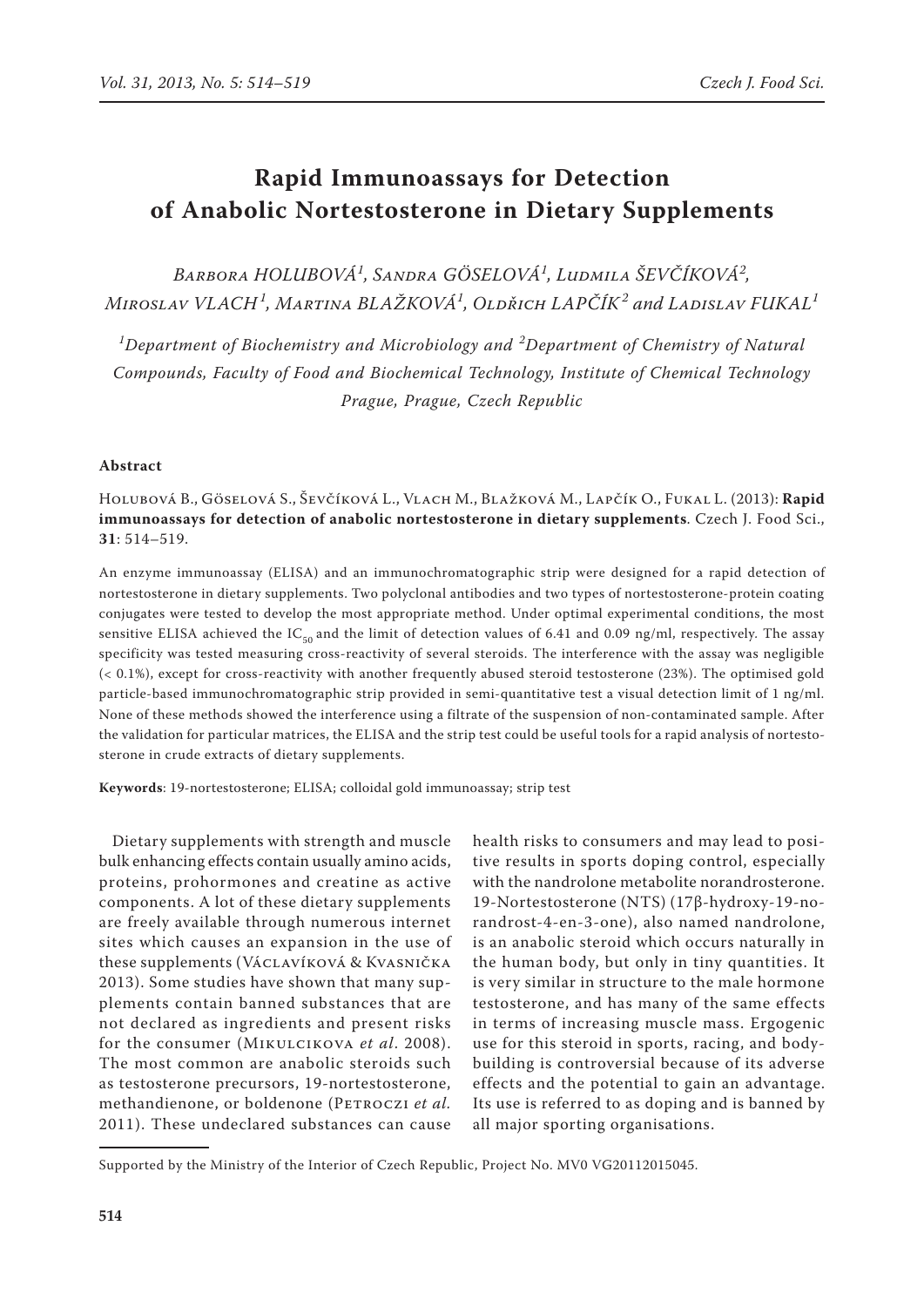# Rapid Immunoassays for Detection of Anabolic Nortestosterone in Dietary Supplements

*Barbora HOLUBOVÁ[1], Sandra GÖSELOVÁ[1], Ludmila ŠEVČÍKOVÁ[2], Miroslav VLACH[1], Martina BLAŽKOVÁ[1], Oldřich LAPČÍK[2] and Ladislav FUKAL[1]*

*[1]Department of Biochemistry and Microbiology and [2]Department of Chemistry of Natural Compounds, Faculty of Food and Biochemical Technology, Institute of Chemical Technology Prague, Prague, Czech Republic*

## Abstract

Holubová B., Göselová S., Ševčíková L., Vlach M., Blažková M., Lapčík O., Fukal L. (2013): **Rapid immunoassays for detection of anabolic nortestosterone in dietary supplements**. Czech J. Food Sci., **31**: 514–519.

An enzyme immunoassay (ELISA) and an immunochromatographic strip were designed for a rapid detection of nortestosterone in dietary supplements. Two polyclonal antibodies and two types of nortestosterone-protein coating conjugates were tested to develop the most appropriate method. Under optimal experimental conditions, the most sensitive ELISA achieved the $IC_{50}$ and the limit of detection values of 6.41 and 0.09 ng/ml, respectively. The assay specificity was tested measuring cross-reactivity of several steroids. The interference with the assay was negligible (< 0.1%), except for cross-reactivity with another frequently abused steroid testosterone (23%). The optimised gold particle-based immunochromatographic strip provided in semi-quantitative test a visual detection limit of 1 ng/ml. None of these methods showed the interference using a filtrate of the suspension of non-contaminated sample. After the validation for particular matrices, the ELISA and the strip test could be useful tools for a rapid analysis of nortestosterone in crude extracts of dietary supplements.

**Keywords**: 19-nortestosterone; ELISA; colloidal gold immunoassay; strip test

Dietary supplements with strength and muscle bulk enhancing effects contain usually amino acids, proteins, prohormones and creatine as active components. A lot of these dietary supplements are freely available through numerous internet sites which causes an expansion in the use of these supplements (Václavíková & Kvasnička 2013). Some studies have shown that many supplements contain banned substances that are not declared as ingredients and present risks for the consumer (Mikulcikova *et al*. 2008). The most common are anabolic steroids such as testosterone precursors, 19-nortestosterone, methandienone, or boldenone (Petroczi *et al.* 2011). These undeclared substances can cause health risks to consumers and may lead to positive results in sports doping control, especially with the nandrolone metabolite norandrosterone. 19-Nortestosterone (NTS) (17β-hydroxy-19-norandrost-4-en-3-one), also named nandrolone, is an anabolic steroid which occurs naturally in the human body, but only in tiny quantities. It is very similar in structure to the male hormone testosterone, and has many of the same effects in terms of increasing muscle mass. Ergogenic use for this steroid in sports, racing, and bodybuilding is controversial because of its adverse effects and the potential to gain an advantage. Its use is referred to as doping and is banned by all major sporting organisations.

Supported by the Ministry of the Interior of Czech Republic, Project No. MV0 VG20112015045.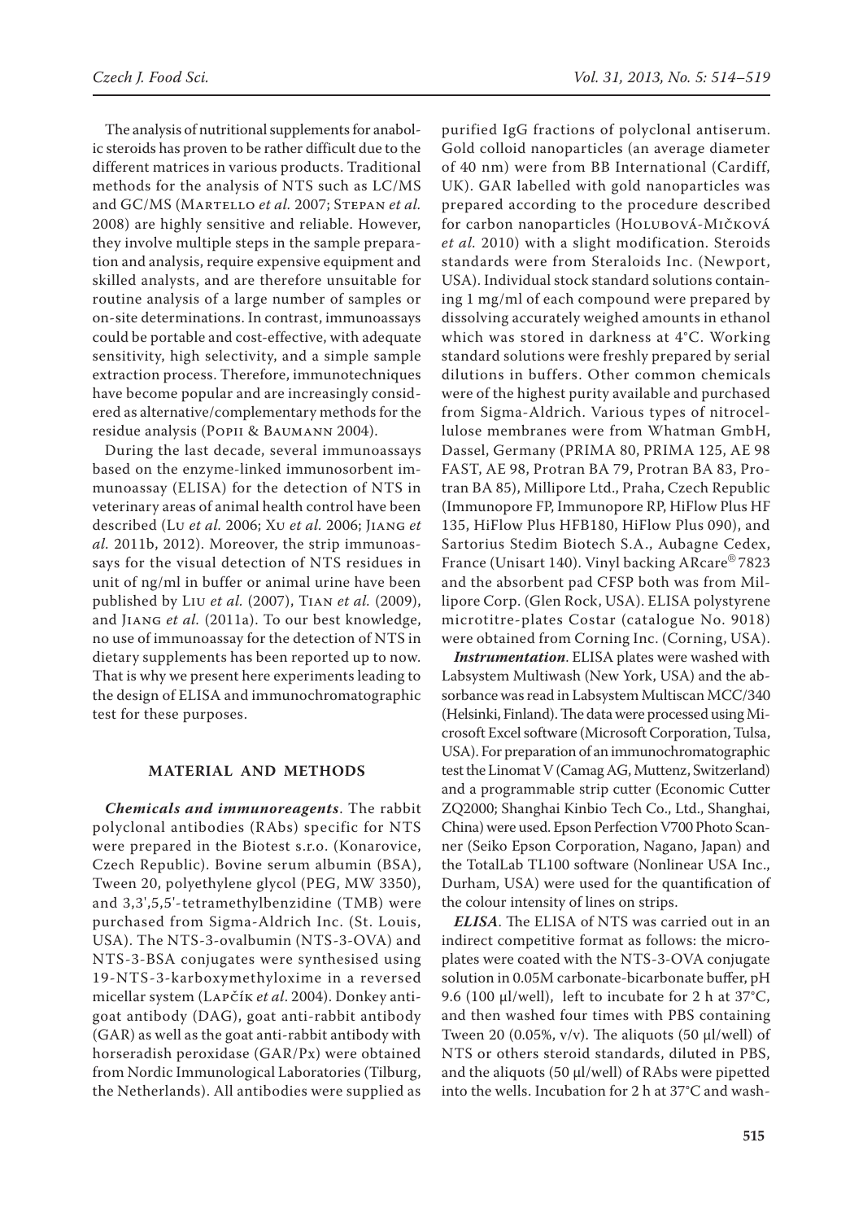The analysis of nutritional supplements for anabolic steroids has proven to be rather difficult due to the different matrices in various products. Traditional methods for the analysis of NTS such as LC/MS and GC/MS (Martello *et al.* 2007; Stepan *et al.* 2008) are highly sensitive and reliable. However, they involve multiple steps in the sample preparation and analysis, require expensive equipment and skilled analysts, and are therefore unsuitable for routine analysis of a large number of samples or on-site determinations. In contrast, immunoassays could be portable and cost-effective, with adequate sensitivity, high selectivity, and a simple sample extraction process. Therefore, immunotechniques have become popular and are increasingly considered as alternative/complementary methods for the residue analysis (Popii & Baumann 2004).

During the last decade, several immunoassays based on the enzyme-linked immunosorbent immunoassay (ELISA) for the detection of NTS in veterinary areas of animal health control have been described (Lu *et al.* 2006; Xu *et al.* 2006; Jiang *et al.* 2011b, 2012). Moreover, the strip immunoassays for the visual detection of NTS residues in unit of ng/ml in buffer or animal urine have been published by Liu *et al.* (2007), Tian *et al.* (2009), and Jiang *et al.* (2011a). To our best knowledge, no use of immunoassay for the detection of NTS in dietary supplements has been reported up to now. That is why we present here experiments leading to the design of ELISA and immunochromatographic test for these purposes.

## MATERIAL AND METHODS

***Chemicals and immunoreagents***. The rabbit polyclonal antibodies (RAbs) specific for NTS were prepared in the Biotest s.r.o. (Konarovice, Czech Republic). Bovine serum albumin (BSA), Tween 20, polyethylene glycol (PEG, MW 3350), and 3,3',5,5'-tetramethylbenzidine (TMB) were purchased from Sigma-Aldrich Inc. (St. Louis, USA). The NTS-3-ovalbumin (NTS-3-OVA) and NTS-3-BSA conjugates were synthesised using 19-NTS-3-karboxymethyloxime in a reversed micellar system (Lapčík *et al.* 2004). Donkey anti-goat antibody (DAG), goat anti-rabbit antibody (GAR) as well as the goat anti-rabbit antibody with horseradish peroxidase (GAR/Px) were obtained from Nordic Immunological Laboratories (Tilburg, the Netherlands). All antibodies were supplied as purified IgG fractions of polyclonal antiserum. Gold colloid nanoparticles (an average diameter of 40 nm) were from BB International (Cardiff, UK). GAR labelled with gold nanoparticles was prepared according to the procedure described for carbon nanoparticles (Holubová-Mičková *et al.* 2010) with a slight modification. Steroids standards were from Steraloids Inc. (Newport, USA). Individual stock standard solutions containing 1 mg/ml of each compound were prepared by dissolving accurately weighed amounts in ethanol which was stored in darkness at 4°C. Working standard solutions were freshly prepared by serial dilutions in buffers. Other common chemicals were of the highest purity available and purchased from Sigma-Aldrich. Various types of nitrocellulose membranes were from Whatman GmbH, Dassel, Germany (PRIMA 80, PRIMA 125, AE 98 FAST, AE 98, Protran BA 79, Protran BA 83, Protran BA 85), Millipore Ltd., Praha, Czech Republic (Immunopore FP, Immunopore RP, HiFlow Plus HF 135, HiFlow Plus HFB180, HiFlow Plus 090), and Sartorius Stedim Biotech S.A., Aubagne Cedex, France (Unisart 140). Vinyl backing ARcare® 7823 and the absorbent pad CFSP both was from Millipore Corp. (Glen Rock, USA). ELISA polystyrene microtitre-plates Costar (catalogue No. 9018) were obtained from Corning Inc. (Corning, USA).

***Instrumentation***. ELISA plates were washed with Labsystem Multiwash (New York, USA) and the absorbance was read in Labsystem Multiscan MCC/340 (Helsinki, Finland). The data were processed using Microsoft Excel software (Microsoft Corporation, Tulsa, USA). For preparation of an immunochromatographic test the Linomat V (Camag AG, Muttenz, Switzerland) and a programmable strip cutter (Economic Cutter ZQ2000; Shanghai Kinbio Tech Co., Ltd., Shanghai, China) were used. Epson Perfection V700 Photo Scanner (Seiko Epson Corporation, Nagano, Japan) and the TotalLab TL100 software (Nonlinear USA Inc., Durham, USA) were used for the quantification of the colour intensity of lines on strips.

***ELISA***. The ELISA of NTS was carried out in an indirect competitive format as follows: the microplates were coated with the NTS-3-OVA conjugate solution in 0.05M carbonate-bicarbonate buffer, pH 9.6 (100 μl/well), left to incubate for 2 h at 37°C, and then washed four times with PBS containing Tween 20 (0.05%, v/v). The aliquots (50 μl/well) of NTS or others steroid standards, diluted in PBS, and the aliquots (50 μl/well) of RAbs were pipetted into the wells. Incubation for 2 h at 37°C and wash-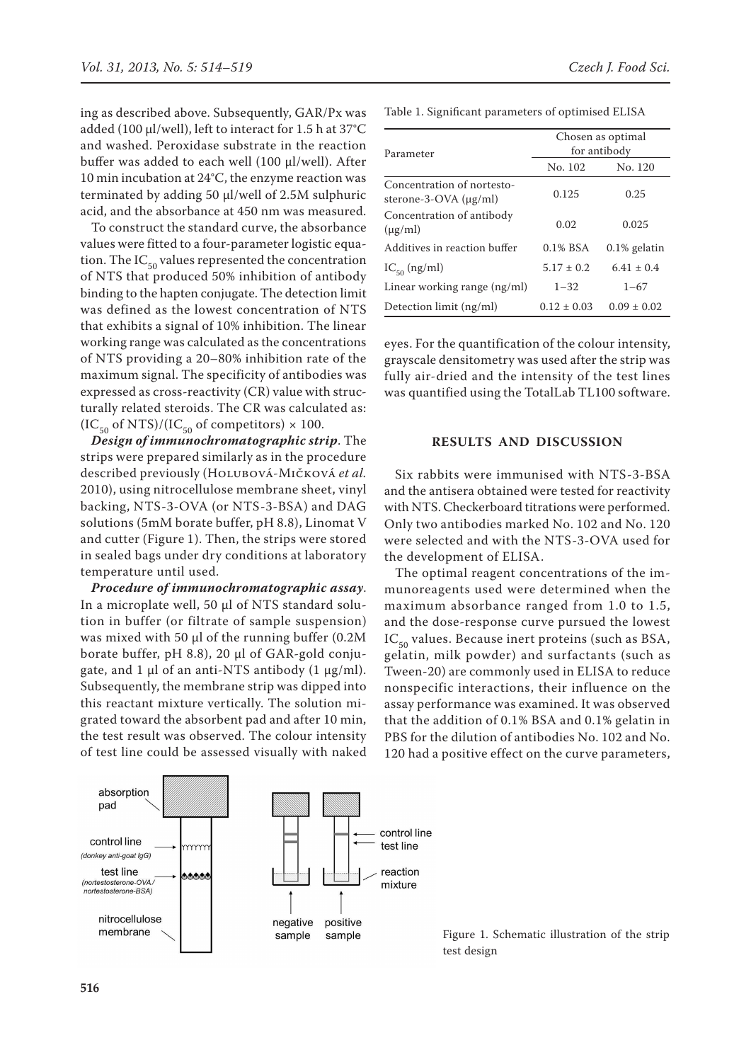ing as described above. Subsequently, GAR/Px was added (100 µl/well), left to interact for 1.5 h at 37°C and washed. Peroxidase substrate in the reaction buffer was added to each well (100 µl/well). After 10 min incubation at 24°C, the enzyme reaction was terminated by adding 50 µl/well of 2.5M sulphuric acid, and the absorbance at 450 nm was measured.

To construct the standard curve, the absorbance values were fitted to a four-parameter logistic equation. The $IC_{50}$ values represented the concentration of NTS that produced 50% inhibition of antibody binding to the hapten conjugate. The detection limit was defined as the lowest concentration of NTS that exhibits a signal of 10% inhibition. The linear working range was calculated as the concentrations of NTS providing a 20–80% inhibition rate of the maximum signal. The specificity of antibodies was expressed as cross-reactivity (CR) value with structurally related steroids. The CR was calculated as: $(IC_{50}$ of NTS$)/(IC_{50}$ of competitors$) \times 100$.

***Design of immunochromatographic strip***. The strips were prepared similarly as in the procedure described previously (Holubová-Mičková *et al.* 2010), using nitrocellulose membrane sheet, vinyl backing, NTS-3-OVA (or NTS-3-BSA) and DAG solutions (5mM borate buffer, pH 8.8), Linomat V and cutter (Figure 1). Then, the strips were stored in sealed bags under dry conditions at laboratory temperature until used.

***Procedure of immunochromatographic assay***. In a microplate well, 50 µl of NTS standard solution in buffer (or filtrate of sample suspension) was mixed with 50 µl of the running buffer (0.2M borate buffer, pH 8.8), 20 µl of GAR-gold conjugate, and 1 µl of an anti-NTS antibody (1 µg/ml). Subsequently, the membrane strip was dipped into this reactant mixture vertically. The solution migrated toward the absorbent pad and after 10 min, the test result was observed. The colour intensity of test line could be assessed visually with naked eyes. For the quantification of the colour intensity, grayscale densitometry was used after the strip was fully air-dried and the intensity of the test lines was quantified using the TotalLab TL100 software.

Table 1. Significant parameters of optimised ELISA

| Parameter | Chosen as optimal for antibody | |
|---|---|---|
| | No. 102 | No. 120 |
| Concentration of nortesto-sterone-3-OVA (µg/ml) | 0.125 | 0.25 |
| Concentration of antibody (µg/ml) | 0.02 | 0.025 |
| Additives in reaction buffer | 0.1% BSA | 0.1% gelatin |
| $IC_{50}$ (ng/ml) | 5.17 ± 0.2 | 6.41 ± 0.4 |
| Linear working range (ng/ml) | 1–32 | 1–67 |
| Detection limit (ng/ml) | 0.12 ± 0.03 | 0.09 ± 0.02 |

## RESULTS AND DISCUSSION

Six rabbits were immunised with NTS-3-BSA and the antisera obtained were tested for reactivity with NTS. Checkerboard titrations were performed. Only two antibodies marked No. 102 and No. 120 were selected and with the NTS-3-OVA used for the development of ELISA.

The optimal reagent concentrations of the immunoreagents used were determined when the maximum absorbance ranged from 1.0 to 1.5, and the dose-response curve pursued the lowest $IC_{50}$ values. Because inert proteins (such as BSA, gelatin, milk powder) and surfactants (such as Tween-20) are commonly used in ELISA to reduce nonspecific interactions, their influence on the assay performance was examined. It was observed that the addition of 0.1% BSA and 0.1% gelatin in PBS for the dilution of antibodies No. 102 and No. 120 had a positive effect on the curve parameters,

Figure 1. Schematic illustration of the strip test design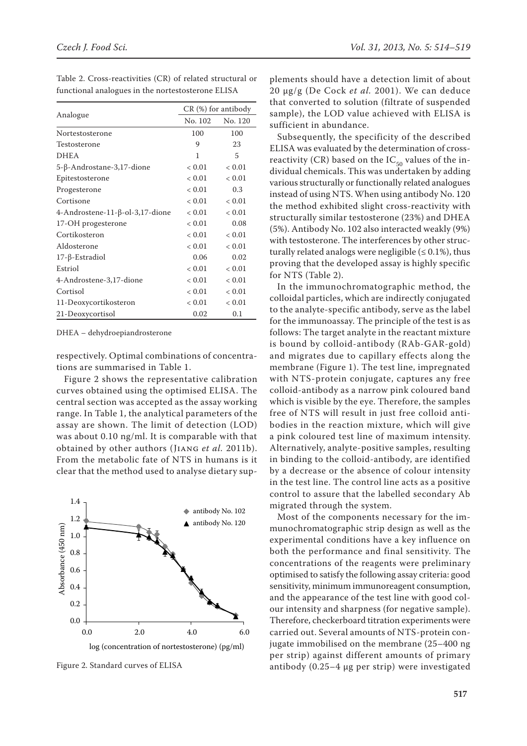Table 2. Cross-reactivities (CR) of related structural or functional analogues in the nortestosterone ELISA

| Analogue | CR (%) for antibody | |
|---|---|---|
| | No. 102 | No. 120 |
| Nortestosterone | 100 | 100 |
| Testosterone | 9 | 23 |
| DHEA | 1 | 5 |
| 5-β-Androstane-3,17-dione | < 0.01 | < 0.01 |
| Epitestosterone | < 0.01 | < 0.01 |
| Progesterone | < 0.01 | 0.3 |
| Cortisone | < 0.01 | < 0.01 |
| 4-Androstene-11-β-ol-3,17-dione | < 0.01 | < 0.01 |
| 17-OH progesterone | < 0.01 | 0.08 |
| Cortikosteron | < 0.01 | < 0.01 |
| Aldosterone | < 0.01 | < 0.01 |
| 17-β-Estradiol | 0.06 | 0.02 |
| Estriol | < 0.01 | < 0.01 |
| 4-Androstene-3,17-dione | < 0.01 | < 0.01 |
| Cortisol | < 0.01 | < 0.01 |
| 11-Deoxycortikosteron | < 0.01 | < 0.01 |
| 21-Deoxycortisol | 0.02 | 0.1 |

DHEA – dehydroepiandrosterone

respectively. Optimal combinations of concentrations are summarised in Table 1.

Figure 2 shows the representative calibration curves obtained using the optimised ELISA. The central section was accepted as the assay working range. In Table 1, the analytical parameters of the assay are shown. The limit of detection (LOD) was about 0.10 ng/ml. It is comparable with that obtained by other authors (Jiang *et al.* 2011b). From the metabolic fate of NTS in humans is it clear that the method used to analyse dietary supplements should have a detection limit of about 20 µg/g (De Cock *et al.* 2001). We can deduce that converted to solution (filtrate of suspended sample), the LOD value achieved with ELISA is sufficient in abundance.

Figure 2. Standard curves of ELISA

Subsequently, the specificity of the described ELISA was evaluated by the determination of cross-reactivity (CR) based on the $IC_{50}$ values of the individual chemicals. This was undertaken by adding various structurally or functionally related analogues instead of using NTS. When using antibody No. 120 the method exhibited slight cross-reactivity with structurally similar testosterone (23%) and DHEA (5%). Antibody No. 102 also interacted weakly (9%) with testosterone. The interferences by other structurally related analogs were negligible (≤ 0.1%), thus proving that the developed assay is highly specific for NTS (Table 2).

In the immunochromatographic method, the colloidal particles, which are indirectly conjugated to the analyte-specific antibody, serve as the label for the immunoassay. The principle of the test is as follows: The target analyte in the reactant mixture is bound by colloid-antibody (RAb-GAR-gold) and migrates due to capillary effects along the membrane (Figure 1). The test line, impregnated with NTS-protein conjugate, captures any free colloid-antibody as a narrow pink coloured band which is visible by the eye. Therefore, the samples free of NTS will result in just free colloid antibodies in the reaction mixture, which will give a pink coloured test line of maximum intensity. Alternatively, analyte-positive samples, resulting in binding to the colloid-antibody, are identified by a decrease or the absence of colour intensity in the test line. The control line acts as a positive control to assure that the labelled secondary Ab migrated through the system.

Most of the components necessary for the immunochromatographic strip design as well as the experimental conditions have a key influence on both the performance and final sensitivity. The concentrations of the reagents were preliminary optimised to satisfy the following assay criteria: good sensitivity, minimum immunoreagent consumption, and the appearance of the test line with good colour intensity and sharpness (for negative sample). Therefore, checkerboard titration experiments were carried out. Several amounts of NTS-protein conjugate immobilised on the membrane (25–400 ng per strip) against different amounts of primary antibody (0.25–4 µg per strip) were investigated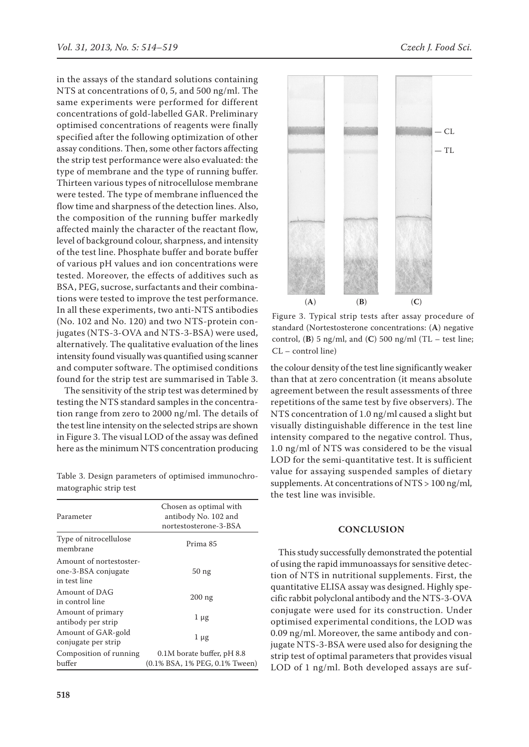in the assays of the standard solutions containing NTS at concentrations of 0, 5, and 500 ng/ml. The same experiments were performed for different concentrations of gold-labelled GAR. Preliminary optimised concentrations of reagents were finally specified after the following optimization of other assay conditions. Then, some other factors affecting the strip test performance were also evaluated: the type of membrane and the type of running buffer. Thirteen various types of nitrocellulose membrane were tested. The type of membrane influenced the flow time and sharpness of the detection lines. Also, the composition of the running buffer markedly affected mainly the character of the reactant flow, level of background colour, sharpness, and intensity of the test line. Phosphate buffer and borate buffer of various pH values and ion concentrations were tested. Moreover, the effects of additives such as BSA, PEG, sucrose, surfactants and their combinations were tested to improve the test performance. In all these experiments, two anti-NTS antibodies (No. 102 and No. 120) and two NTS-protein conjugates (NTS-3-OVA and NTS-3-BSA) were used, alternatively. The qualitative evaluation of the lines intensity found visually was quantified using scanner and computer software. The optimised conditions found for the strip test are summarised in Table 3.

The sensitivity of the strip test was determined by testing the NTS standard samples in the concentration range from zero to 2000 ng/ml. The details of the test line intensity on the selected strips are shown in Figure 3. The visual LOD of the assay was defined here as the minimum NTS concentration producing the colour density of the test line significantly weaker than that at zero concentration (it means absolute agreement between the result assessments of three repetitions of the same test by five observers). The NTS concentration of 1.0 ng/ml caused a slight but visually distinguishable difference in the test line intensity compared to the negative control. Thus, 1.0 ng/ml of NTS was considered to be the visual LOD for the semi-quantitative test. It is sufficient value for assaying suspended samples of dietary supplements. At concentrations of NTS > 100 ng/ml, the test line was invisible.

Table 3. Design parameters of optimised immunochromatographic strip test

| Parameter | Chosen as optimal with antibody No. 102 and nortestosterone-3-BSA |
|---|---|
| Type of nitrocellulose membrane | Prima 85 |
| Amount of nortestosterone-3-BSA conjugate in test line | 50 ng |
| Amount of DAG in control line | 200 ng |
| Amount of primary antibody per strip | 1 μg |
| Amount of GAR-gold conjugate per strip | 1 μg |
| Composition of running buffer | 0.1M borate buffer, pH 8.8 (0.1% BSA, 1% PEG, 0.1% Tween) |

Figure 3. Typical strip tests after assay procedure of standard (Nortestosterone concentrations: (**A**) negative control, (**B**) 5 ng/ml, and (**C**) 500 ng/ml (TL – test line; CL – control line)

## CONCLUSION

This study successfully demonstrated the potential of using the rapid immunoassays for sensitive detection of NTS in nutritional supplements. First, the quantitative ELISA assay was designed. Highly specific rabbit polyclonal antibody and the NTS-3-OVA conjugate were used for its construction. Under optimised experimental conditions, the LOD was 0.09 ng/ml. Moreover, the same antibody and conjugate NTS-3-BSA were used also for designing the strip test of optimal parameters that provides visual LOD of 1 ng/ml. Both developed assays are suf-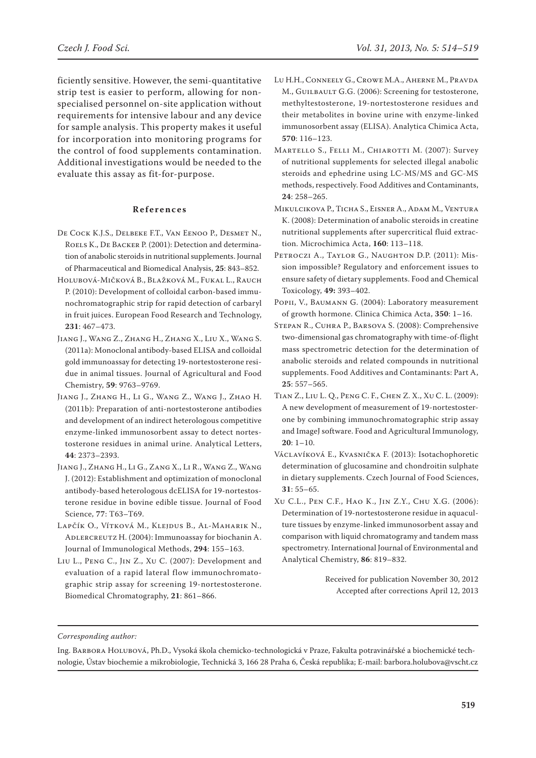ficiently sensitive. However, the semi-quantitative strip test is easier to perform, allowing for non-specialised personnel on-site application without requirements for intensive labour and any device for sample analysis. This property makes it useful for incorporation into monitoring programs for the control of food supplements contamination. Additional investigations would be needed to the evaluate this assay as fit-for-purpose.

## References

De Cock K.J.S., Delbeke F.T., Van Eenoo P., Desmet N., Roels K., De Backer P. (2001): Detection and determination of anabolic steroids in nutritional supplements. Journal of Pharmaceutical and Biomedical Analysis, **25**: 843–852.

Holubová-Mičková B., Blažková M., Fukal L., Rauch P. (2010): Development of colloidal carbon-based immunochromatographic strip for rapid detection of carbaryl in fruit juices. European Food Research and Technology, **231**: 467–473.

Jiang J., Wang Z., Zhang H., Zhang X., Liu X., Wang S. (2011a): Monoclonal antibody-based ELISA and colloidal gold immunoassay for detecting 19-nortestosterone residue in animal tissues. Journal of Agricultural and Food Chemistry, **59**: 9763–9769.

Jiang J., Zhang H., Li G., Wang Z., Wang J., Zhao H. (2011b): Preparation of anti-nortestosterone antibodies and development of an indirect heterologous competitive enzyme-linked immunosorbent assay to detect nortestosterone residues in animal urine. Analytical Letters, **44**: 2373–2393.

Jiang J., Zhang H., Li G., Zang X., Li R., Wang Z., Wang J. (2012): Establishment and optimization of monoclonal antibody-based heterologous dcELISA for 19-nortestosterone residue in bovine edible tissue. Journal of Food Science, **77**: T63–T69.

Lapčík O., Vítková M., Klejdus B., Al-Maharik N., Adlercreutz H. (2004): Immunoassay for biochanin A. Journal of Immunological Methods, **294**: 155–163.

Liu L., Peng C., Jin Z., Xu C. (2007): Development and evaluation of a rapid lateral flow immunochromatographic strip assay for screening 19-nortestosterone. Biomedical Chromatography, **21**: 861–866.

Lu H.H., Conneely G., Crowe M.A., Aherne M., Pravda M., Guilbault G.G. (2006): Screening for testosterone, methyltestosterone, 19-nortestosterone residues and their metabolites in bovine urine with enzyme-linked immunosorbent assay (ELISA). Analytica Chimica Acta, **570**: 116–123.

Martello S., Felli M., Chiarotti M. (2007): Survey of nutritional supplements for selected illegal anabolic steroids and ephedrine using LC-MS/MS and GC-MS methods, respectively. Food Additives and Contaminants, **24**: 258–265.

Mikulcikova P., Ticha S., Eisner A., Adam M., Ventura K. (2008): Determination of anabolic steroids in creatine nutritional supplements after supercritical fluid extraction. Microchimica Acta, **160**: 113–118.

Petroczi A., Taylor G., Naughton D.P. (2011): Mission impossible? Regulatory and enforcement issues to ensure safety of dietary supplements. Food and Chemical Toxicology, **49:** 393–402.

Popii, V., Baumann G. (2004): Laboratory measurement of growth hormone. Clinica Chimica Acta, **350**: 1–16.

Stepan R., Cuhra P., Barsova S. (2008): Comprehensive two-dimensional gas chromatography with time-of-flight mass spectrometric detection for the determination of anabolic steroids and related compounds in nutritional supplements. Food Additives and Contaminants: Part A, **25**: 557–565.

Tian Z., Liu L. Q., Peng C. F., Chen Z. X., Xu C. L. (2009): A new development of measurement of 19-nortestosterone by combining immunochromatographic strip assay and ImageJ software. Food and Agricultural Immunology, **20**: 1–10.

Václavíková E., Kvasnička F. (2013): Isotachophoretic determination of glucosamine and chondroitin sulphate in dietary supplements. Czech Journal of Food Sciences, **31**: 55–65.

Xu C.L., Pen C.F., Hao K., Jin Z.Y., Chu X.G. (2006): Determination of 19-nortestosterone residue in aquaculture tissues by enzyme-linked immunosorbent assay and comparison with liquid chromatogramy and tandem mass spectrometry. International Journal of Environmental and Analytical Chemistry, **86**: 819–832.

Received for publication November 30, 2012
Accepted after corrections April 12, 2013

*Corresponding author:*

Ing. Barbora Holubová, Ph.D., Vysoká škola chemicko-technologická v Praze, Fakulta potravinářské a biochemické technologie, Ústav biochemie a mikrobiologie, Technická 3, 166 28 Praha 6, Česká republika; E-mail: barbora.holubova@vscht.cz